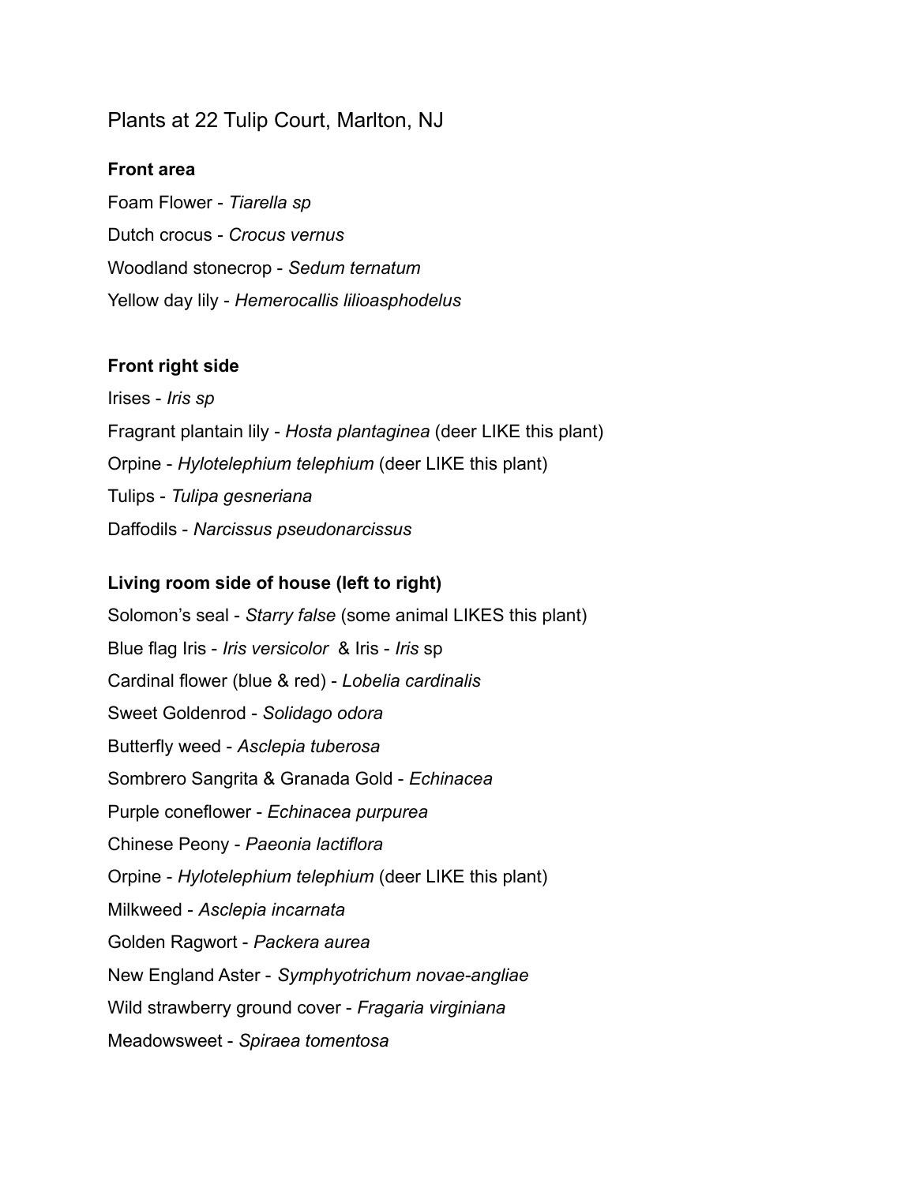# Plants at 22 Tulip Court, Marlton, NJ

**Front area**

Foam Flower - *Tiarella sp*

Dutch crocus - *Crocus vernus*

Woodland stonecrop - *Sedum ternatum*

Yellow day lily - *Hemerocallis lilioasphodelus*

**Front right side**

Irises - *Iris sp*

Fragrant plantain lily - *Hosta plantaginea* (deer LIKE this plant)

Orpine - *Hylotelephium telephium* (deer LIKE this plant)

Tulips - *Tulipa gesneriana*

Daffodils - *Narcissus pseudonarcissus*

**Living room side of house (left to right)**

Solomon's seal - *Starry false* (some animal LIKES this plant)

Blue flag Iris - *Iris versicolor* & Iris - *Iris* sp

Cardinal flower (blue & red) - *Lobelia cardinalis*

Sweet Goldenrod - *Solidago odora*

Butterfly weed - *Asclepia tuberosa*

Sombrero Sangrita & Granada Gold - *Echinacea*

Purple coneflower - *Echinacea purpurea*

Chinese Peony - *Paeonia lactiflora*

Orpine - *Hylotelephium telephium* (deer LIKE this plant)

Milkweed - *Asclepia incarnata*

Golden Ragwort - *Packera aurea*

New England Aster - *Symphyotrichum novae-angliae*

Wild strawberry ground cover - *Fragaria virginiana*

Meadowsweet - *Spiraea tomentosa*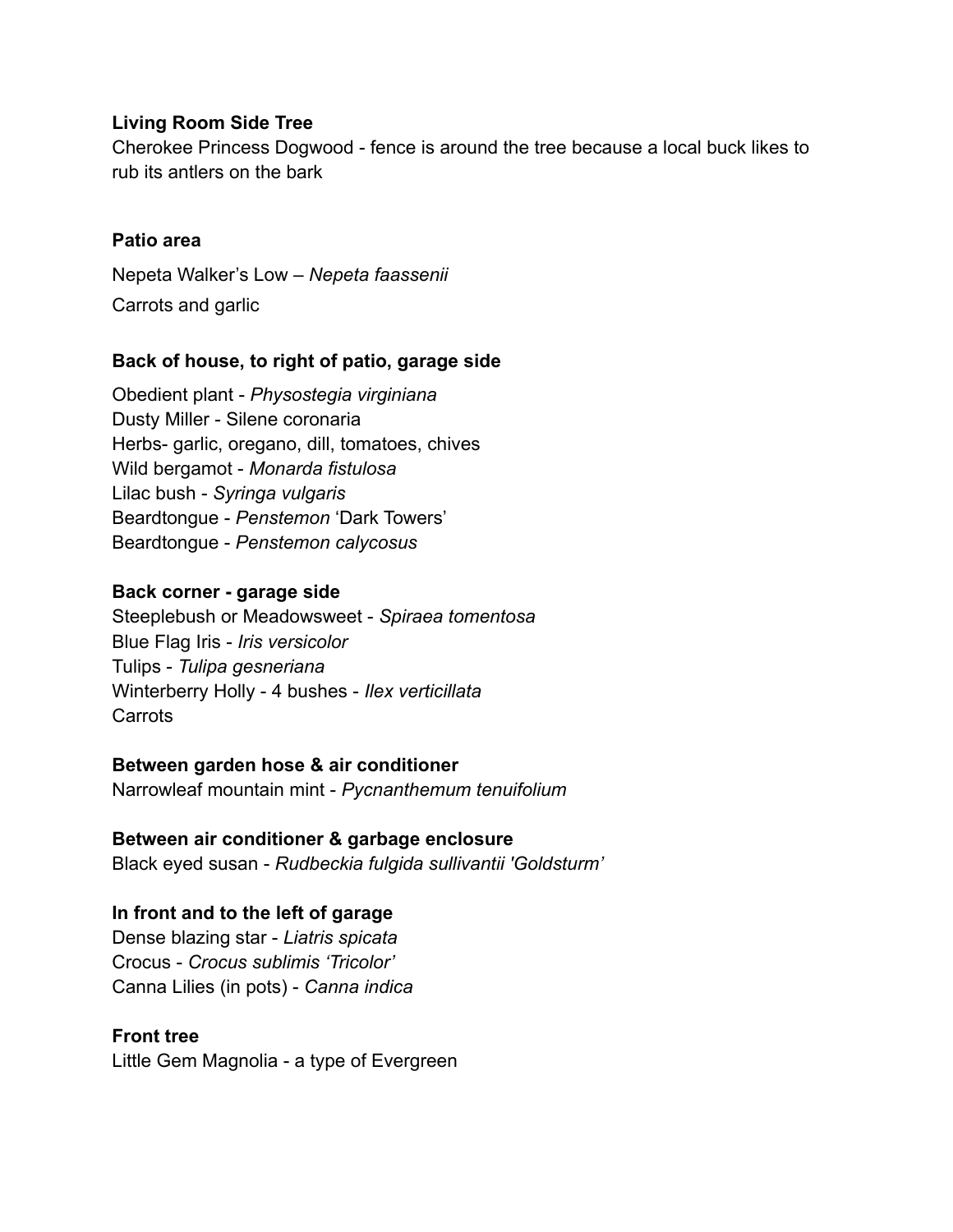**Living Room Side Tree**
Cherokee Princess Dogwood - fence is around the tree because a local buck likes to rub its antlers on the bark

**Patio area**

Nepeta Walker's Low – *Nepeta faassenii*
Carrots and garlic

**Back of house, to right of patio, garage side**

Obedient plant - *Physostegia virginiana*
Dusty Miller - Silene coronaria
Herbs- garlic, oregano, dill, tomatoes, chives
Wild bergamot - *Monarda fistulosa*
Lilac bush - *Syringa vulgaris*
Beardtongue - *Penstemon* 'Dark Towers'
Beardtongue - *Penstemon calycosus*

**Back corner - garage side**
Steeplebush or Meadowsweet - *Spiraea tomentosa*
Blue Flag Iris - *Iris versicolor*
Tulips - *Tulipa gesneriana*
Winterberry Holly - 4 bushes - *Ilex verticillata*
Carrots

**Between garden hose & air conditioner**
Narrowleaf mountain mint - *Pycnanthemum tenuifolium*

**Between air conditioner & garbage enclosure**
Black eyed susan - *Rudbeckia fulgida sullivantii 'Goldsturm'*

**In front and to the left of garage**
Dense blazing star - *Liatris spicata*
Crocus - *Crocus sublimis 'Tricolor'*
Canna Lilies (in pots) - *Canna indica*

**Front tree**
Little Gem Magnolia - a type of Evergreen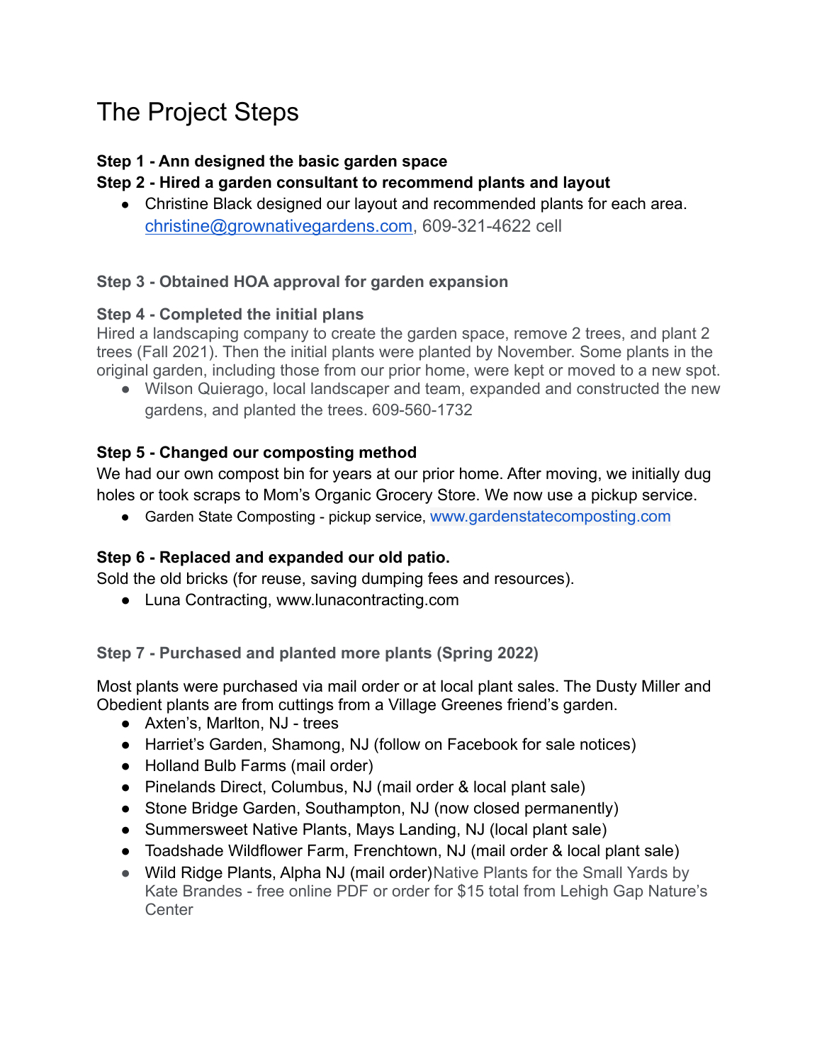# The Project Steps

**Step 1 - Ann designed the basic garden space**

**Step 2 - Hired a garden consultant to recommend plants and layout**

- Christine Black designed our layout and recommended plants for each area. christine@grownativegardens.com, 609-321-4622 cell

**Step 3 - Obtained HOA approval for garden expansion**

**Step 4 - Completed the initial plans**

Hired a landscaping company to create the garden space, remove 2 trees, and plant 2 trees (Fall 2021). Then the initial plants were planted by November. Some plants in the original garden, including those from our prior home, were kept or moved to a new spot.

- Wilson Quierago, local landscaper and team, expanded and constructed the new gardens, and planted the trees. 609-560-1732

**Step 5 - Changed our composting method**

We had our own compost bin for years at our prior home. After moving, we initially dug holes or took scraps to Mom's Organic Grocery Store. We now use a pickup service.

- Garden State Composting - pickup service, www.gardenstatecomposting.com

**Step 6 - Replaced and expanded our old patio.**

Sold the old bricks (for reuse, saving dumping fees and resources).

- Luna Contracting, www.lunacontracting.com

**Step 7 - Purchased and planted more plants (Spring 2022)**

Most plants were purchased via mail order or at local plant sales. The Dusty Miller and Obedient plants are from cuttings from a Village Greenes friend's garden.

- Axten's, Marlton, NJ - trees
- Harriet's Garden, Shamong, NJ (follow on Facebook for sale notices)
- Holland Bulb Farms (mail order)
- Pinelands Direct, Columbus, NJ (mail order & local plant sale)
- Stone Bridge Garden, Southampton, NJ (now closed permanently)
- Summersweet Native Plants, Mays Landing, NJ (local plant sale)
- Toadshade Wildflower Farm, Frenchtown, NJ (mail order & local plant sale)
- Wild Ridge Plants, Alpha NJ (mail order)Native Plants for the Small Yards by Kate Brandes - free online PDF or order for $15 total from Lehigh Gap Nature's Center